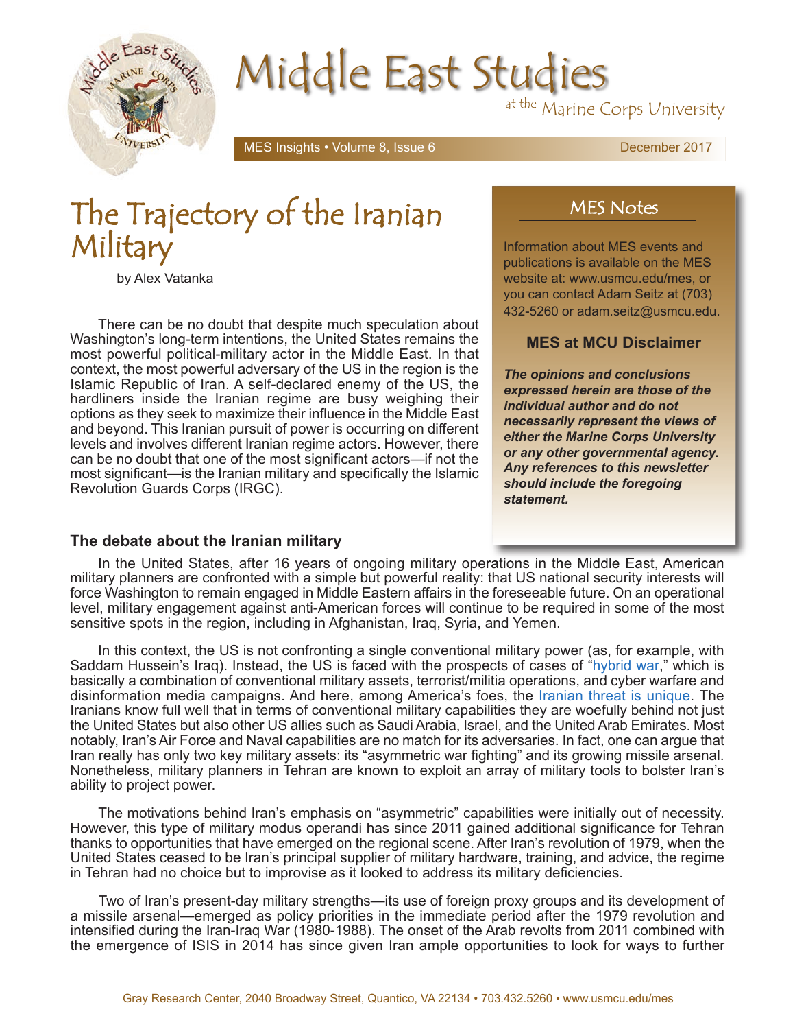# Middle East Studies

at the Marine Corps University

MES Insights • Volume 8, Issue 6 December 2017

## The Trajectory of the Iranian Military

by Alex Vatanka

There can be no doubt that despite much speculation about Washington's long-term intentions, the United States remains the most powerful political-military actor in the Middle East. In that context, the most powerful adversary of the US in the region is the Islamic Republic of Iran. A self-declared enemy of the US, the hardliners inside the Iranian regime are busy weighing their options as they seek to maximize their influence in the Middle East and beyond. This Iranian pursuit of power is occurring on different levels and involves different Iranian regime actors. However, there can be no doubt that one of the most significant actors—if not the most significant—is the Iranian military and specifically the Islamic Revolution Guards Corps (IRGC).

### MES Notes

Information about MES events and publications is available on the MES website at: www.usmcu.edu/mes, or you can contact Adam Seitz at (703) 432-5260 or adam.seitz@usmcu.edu.

### MES at MCU Disclaimer

***The opinions and conclusions expressed herein are those of the individual author and do not necessarily represent the views of either the Marine Corps University or any other governmental agency. Any references to this newsletter should include the foregoing statement.***

### The debate about the Iranian military

In the United States, after 16 years of ongoing military operations in the Middle East, American military planners are confronted with a simple but powerful reality: that US national security interests will force Washington to remain engaged in Middle Eastern affairs in the foreseeable future. On an operational level, military engagement against anti-American forces will continue to be required in some of the most sensitive spots in the region, including in Afghanistan, Iraq, Syria, and Yemen.

In this context, the US is not confronting a single conventional military power (as, for example, with Saddam Hussein's Iraq). Instead, the US is faced with the prospects of cases of "hybrid war," which is basically a combination of conventional military assets, terrorist/militia operations, and cyber warfare and disinformation media campaigns. And here, among America's foes, the Iranian threat is unique. The Iranians know full well that in terms of conventional military capabilities they are woefully behind not just the United States but also other US allies such as Saudi Arabia, Israel, and the United Arab Emirates. Most notably, Iran's Air Force and Naval capabilities are no match for its adversaries. In fact, one can argue that Iran really has only two key military assets: its "asymmetric war fighting" and its growing missile arsenal. Nonetheless, military planners in Tehran are known to exploit an array of military tools to bolster Iran's ability to project power.

The motivations behind Iran's emphasis on "asymmetric" capabilities were initially out of necessity. However, this type of military modus operandi has since 2011 gained additional significance for Tehran thanks to opportunities that have emerged on the regional scene. After Iran's revolution of 1979, when the United States ceased to be Iran's principal supplier of military hardware, training, and advice, the regime in Tehran had no choice but to improvise as it looked to address its military deficiencies.

Two of Iran's present-day military strengths—its use of foreign proxy groups and its development of a missile arsenal—emerged as policy priorities in the immediate period after the 1979 revolution and intensified during the Iran-Iraq War (1980-1988). The onset of the Arab revolts from 2011 combined with the emergence of ISIS in 2014 has since given Iran ample opportunities to look for ways to further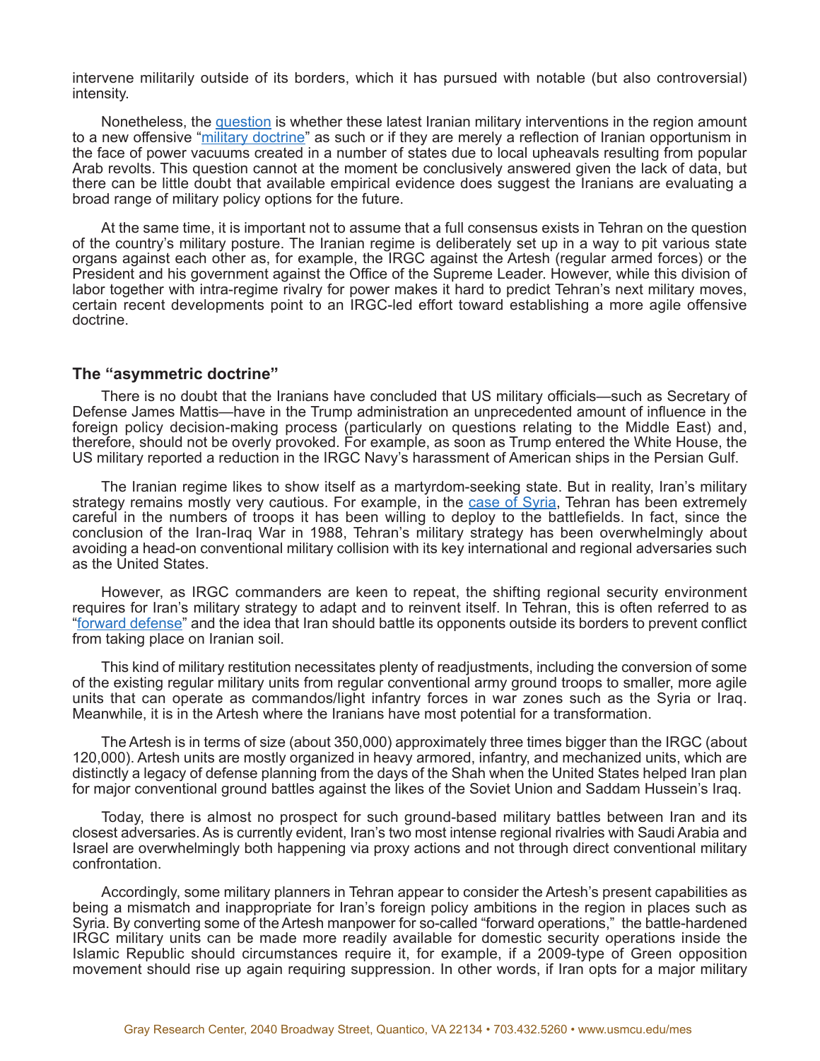intervene militarily outside of its borders, which it has pursued with notable (but also controversial) intensity.

Nonetheless, the question is whether these latest Iranian military interventions in the region amount to a new offensive "military doctrine" as such or if they are merely a reflection of Iranian opportunism in the face of power vacuums created in a number of states due to local upheavals resulting from popular Arab revolts. This question cannot at the moment be conclusively answered given the lack of data, but there can be little doubt that available empirical evidence does suggest the Iranians are evaluating a broad range of military policy options for the future.

At the same time, it is important not to assume that a full consensus exists in Tehran on the question of the country's military posture. The Iranian regime is deliberately set up in a way to pit various state organs against each other as, for example, the IRGC against the Artesh (regular armed forces) or the President and his government against the Office of the Supreme Leader. However, while this division of labor together with intra-regime rivalry for power makes it hard to predict Tehran's next military moves, certain recent developments point to an IRGC-led effort toward establishing a more agile offensive doctrine.

### The "asymmetric doctrine"

There is no doubt that the Iranians have concluded that US military officials—such as Secretary of Defense James Mattis—have in the Trump administration an unprecedented amount of influence in the foreign policy decision-making process (particularly on questions relating to the Middle East) and, therefore, should not be overly provoked. For example, as soon as Trump entered the White House, the US military reported a reduction in the IRGC Navy's harassment of American ships in the Persian Gulf.

The Iranian regime likes to show itself as a martyrdom-seeking state. But in reality, Iran's military strategy remains mostly very cautious. For example, in the case of Syria, Tehran has been extremely careful in the numbers of troops it has been willing to deploy to the battlefields. In fact, since the conclusion of the Iran-Iraq War in 1988, Tehran's military strategy has been overwhelmingly about avoiding a head-on conventional military collision with its key international and regional adversaries such as the United States.

However, as IRGC commanders are keen to repeat, the shifting regional security environment requires for Iran's military strategy to adapt and to reinvent itself. In Tehran, this is often referred to as "forward defense" and the idea that Iran should battle its opponents outside its borders to prevent conflict from taking place on Iranian soil.

This kind of military restitution necessitates plenty of readjustments, including the conversion of some of the existing regular military units from regular conventional army ground troops to smaller, more agile units that can operate as commandos/light infantry forces in war zones such as the Syria or Iraq. Meanwhile, it is in the Artesh where the Iranians have most potential for a transformation.

The Artesh is in terms of size (about 350,000) approximately three times bigger than the IRGC (about 120,000). Artesh units are mostly organized in heavy armored, infantry, and mechanized units, which are distinctly a legacy of defense planning from the days of the Shah when the United States helped Iran plan for major conventional ground battles against the likes of the Soviet Union and Saddam Hussein's Iraq.

Today, there is almost no prospect for such ground-based military battles between Iran and its closest adversaries. As is currently evident, Iran's two most intense regional rivalries with Saudi Arabia and Israel are overwhelmingly both happening via proxy actions and not through direct conventional military confrontation.

Accordingly, some military planners in Tehran appear to consider the Artesh's present capabilities as being a mismatch and inappropriate for Iran's foreign policy ambitions in the region in places such as Syria. By converting some of the Artesh manpower for so-called "forward operations," the battle-hardened IRGC military units can be made more readily available for domestic security operations inside the Islamic Republic should circumstances require it, for example, if a 2009-type of Green opposition movement should rise up again requiring suppression. In other words, if Iran opts for a major military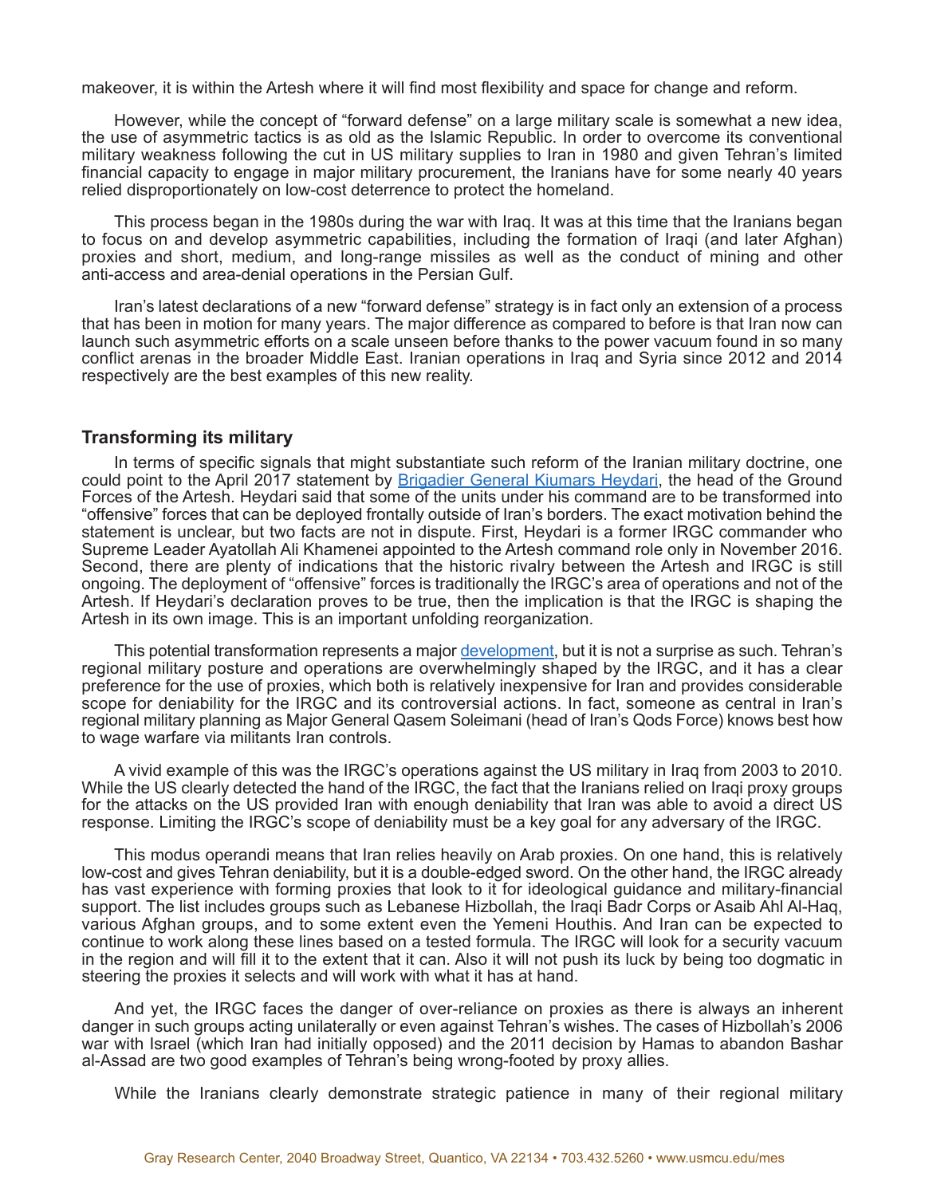makeover, it is within the Artesh where it will find most flexibility and space for change and reform.

However, while the concept of "forward defense" on a large military scale is somewhat a new idea, the use of asymmetric tactics is as old as the Islamic Republic. In order to overcome its conventional military weakness following the cut in US military supplies to Iran in 1980 and given Tehran's limited financial capacity to engage in major military procurement, the Iranians have for some nearly 40 years relied disproportionately on low-cost deterrence to protect the homeland.

This process began in the 1980s during the war with Iraq. It was at this time that the Iranians began to focus on and develop asymmetric capabilities, including the formation of Iraqi (and later Afghan) proxies and short, medium, and long-range missiles as well as the conduct of mining and other anti-access and area-denial operations in the Persian Gulf.

Iran's latest declarations of a new "forward defense" strategy is in fact only an extension of a process that has been in motion for many years. The major difference as compared to before is that Iran now can launch such asymmetric efforts on a scale unseen before thanks to the power vacuum found in so many conflict arenas in the broader Middle East. Iranian operations in Iraq and Syria since 2012 and 2014 respectively are the best examples of this new reality.

### Transforming its military

In terms of specific signals that might substantiate such reform of the Iranian military doctrine, one could point to the April 2017 statement by Brigadier General Kiumars Heydari, the head of the Ground Forces of the Artesh. Heydari said that some of the units under his command are to be transformed into "offensive" forces that can be deployed frontally outside of Iran's borders. The exact motivation behind the statement is unclear, but two facts are not in dispute. First, Heydari is a former IRGC commander who Supreme Leader Ayatollah Ali Khamenei appointed to the Artesh command role only in November 2016. Second, there are plenty of indications that the historic rivalry between the Artesh and IRGC is still ongoing. The deployment of "offensive" forces is traditionally the IRGC's area of operations and not of the Artesh. If Heydari's declaration proves to be true, then the implication is that the IRGC is shaping the Artesh in its own image. This is an important unfolding reorganization.

This potential transformation represents a major development, but it is not a surprise as such. Tehran's regional military posture and operations are overwhelmingly shaped by the IRGC, and it has a clear preference for the use of proxies, which both is relatively inexpensive for Iran and provides considerable scope for deniability for the IRGC and its controversial actions. In fact, someone as central in Iran's regional military planning as Major General Qasem Soleimani (head of Iran's Qods Force) knows best how to wage warfare via militants Iran controls.

A vivid example of this was the IRGC's operations against the US military in Iraq from 2003 to 2010. While the US clearly detected the hand of the IRGC, the fact that the Iranians relied on Iraqi proxy groups for the attacks on the US provided Iran with enough deniability that Iran was able to avoid a direct US response. Limiting the IRGC's scope of deniability must be a key goal for any adversary of the IRGC.

This modus operandi means that Iran relies heavily on Arab proxies. On one hand, this is relatively low-cost and gives Tehran deniability, but it is a double-edged sword. On the other hand, the IRGC already has vast experience with forming proxies that look to it for ideological guidance and military-financial support. The list includes groups such as Lebanese Hizbollah, the Iraqi Badr Corps or Asaib Ahl Al-Haq, various Afghan groups, and to some extent even the Yemeni Houthis. And Iran can be expected to continue to work along these lines based on a tested formula. The IRGC will look for a security vacuum in the region and will fill it to the extent that it can. Also it will not push its luck by being too dogmatic in steering the proxies it selects and will work with what it has at hand.

And yet, the IRGC faces the danger of over-reliance on proxies as there is always an inherent danger in such groups acting unilaterally or even against Tehran's wishes. The cases of Hizbollah's 2006 war with Israel (which Iran had initially opposed) and the 2011 decision by Hamas to abandon Bashar al-Assad are two good examples of Tehran's being wrong-footed by proxy allies.

While the Iranians clearly demonstrate strategic patience in many of their regional military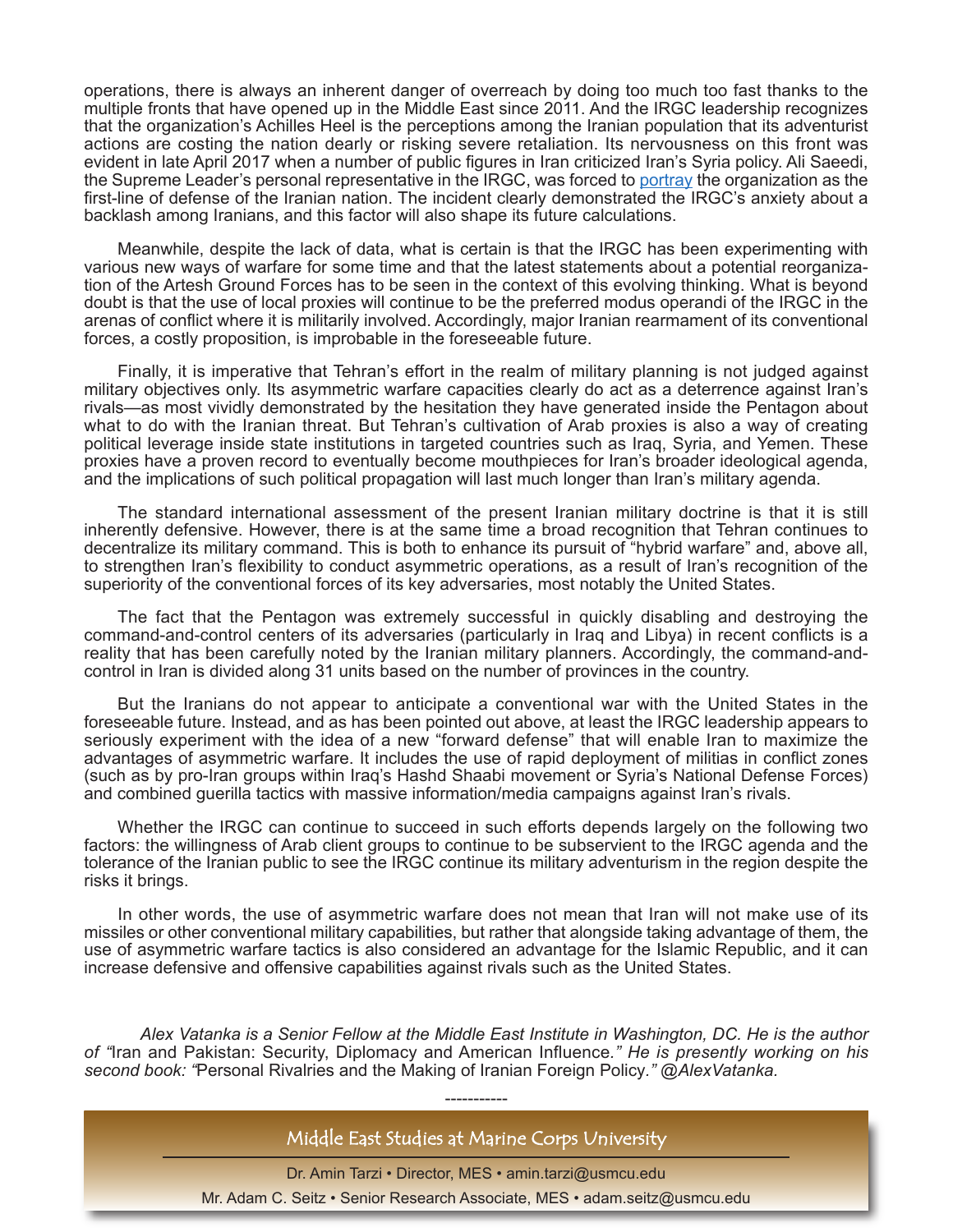operations, there is always an inherent danger of overreach by doing too much too fast thanks to the multiple fronts that have opened up in the Middle East since 2011. And the IRGC leadership recognizes that the organization's Achilles Heel is the perceptions among the Iranian population that its adventurist actions are costing the nation dearly or risking severe retaliation. Its nervousness on this front was evident in late April 2017 when a number of public figures in Iran criticized Iran's Syria policy. Ali Saeedi, the Supreme Leader's personal representative in the IRGC, was forced to [portray](#) the organization as the first-line of defense of the Iranian nation. The incident clearly demonstrated the IRGC's anxiety about a backlash among Iranians, and this factor will also shape its future calculations.

Meanwhile, despite the lack of data, what is certain is that the IRGC has been experimenting with various new ways of warfare for some time and that the latest statements about a potential reorganization of the Artesh Ground Forces has to be seen in the context of this evolving thinking. What is beyond doubt is that the use of local proxies will continue to be the preferred modus operandi of the IRGC in the arenas of conflict where it is militarily involved. Accordingly, major Iranian rearmament of its conventional forces, a costly proposition, is improbable in the foreseeable future.

Finally, it is imperative that Tehran's effort in the realm of military planning is not judged against military objectives only. Its asymmetric warfare capacities clearly do act as a deterrence against Iran's rivals—as most vividly demonstrated by the hesitation they have generated inside the Pentagon about what to do with the Iranian threat. But Tehran's cultivation of Arab proxies is also a way of creating political leverage inside state institutions in targeted countries such as Iraq, Syria, and Yemen. These proxies have a proven record to eventually become mouthpieces for Iran's broader ideological agenda, and the implications of such political propagation will last much longer than Iran's military agenda.

The standard international assessment of the present Iranian military doctrine is that it is still inherently defensive. However, there is at the same time a broad recognition that Tehran continues to decentralize its military command. This is both to enhance its pursuit of "hybrid warfare" and, above all, to strengthen Iran's flexibility to conduct asymmetric operations, as a result of Iran's recognition of the superiority of the conventional forces of its key adversaries, most notably the United States.

The fact that the Pentagon was extremely successful in quickly disabling and destroying the command-and-control centers of its adversaries (particularly in Iraq and Libya) in recent conflicts is a reality that has been carefully noted by the Iranian military planners. Accordingly, the command-and-control in Iran is divided along 31 units based on the number of provinces in the country.

But the Iranians do not appear to anticipate a conventional war with the United States in the foreseeable future. Instead, and as has been pointed out above, at least the IRGC leadership appears to seriously experiment with the idea of a new "forward defense" that will enable Iran to maximize the advantages of asymmetric warfare. It includes the use of rapid deployment of militias in conflict zones (such as by pro-Iran groups within Iraq's Hashd Shaabi movement or Syria's National Defense Forces) and combined guerilla tactics with massive information/media campaigns against Iran's rivals.

Whether the IRGC can continue to succeed in such efforts depends largely on the following two factors: the willingness of Arab client groups to continue to be subservient to the IRGC agenda and the tolerance of the Iranian public to see the IRGC continue its military adventurism in the region despite the risks it brings.

In other words, the use of asymmetric warfare does not mean that Iran will not make use of its missiles or other conventional military capabilities, but rather that alongside taking advantage of them, the use of asymmetric warfare tactics is also considered an advantage for the Islamic Republic, and it can increase defensive and offensive capabilities against rivals such as the United States.

*Alex Vatanka is a Senior Fellow at the Middle East Institute in Washington, DC. He is the author of "*Iran and Pakistan: Security, Diplomacy and American Influence.*" He is presently working on his second book: "*Personal Rivalries and the Making of Iranian Foreign Policy.*" @AlexVatanka.*

-----------

Middle East Studies at Marine Corps University

Dr. Amin Tarzi • Director, MES • amin.tarzi@usmcu.edu

Mr. Adam C. Seitz • Senior Research Associate, MES • adam.seitz@usmcu.edu